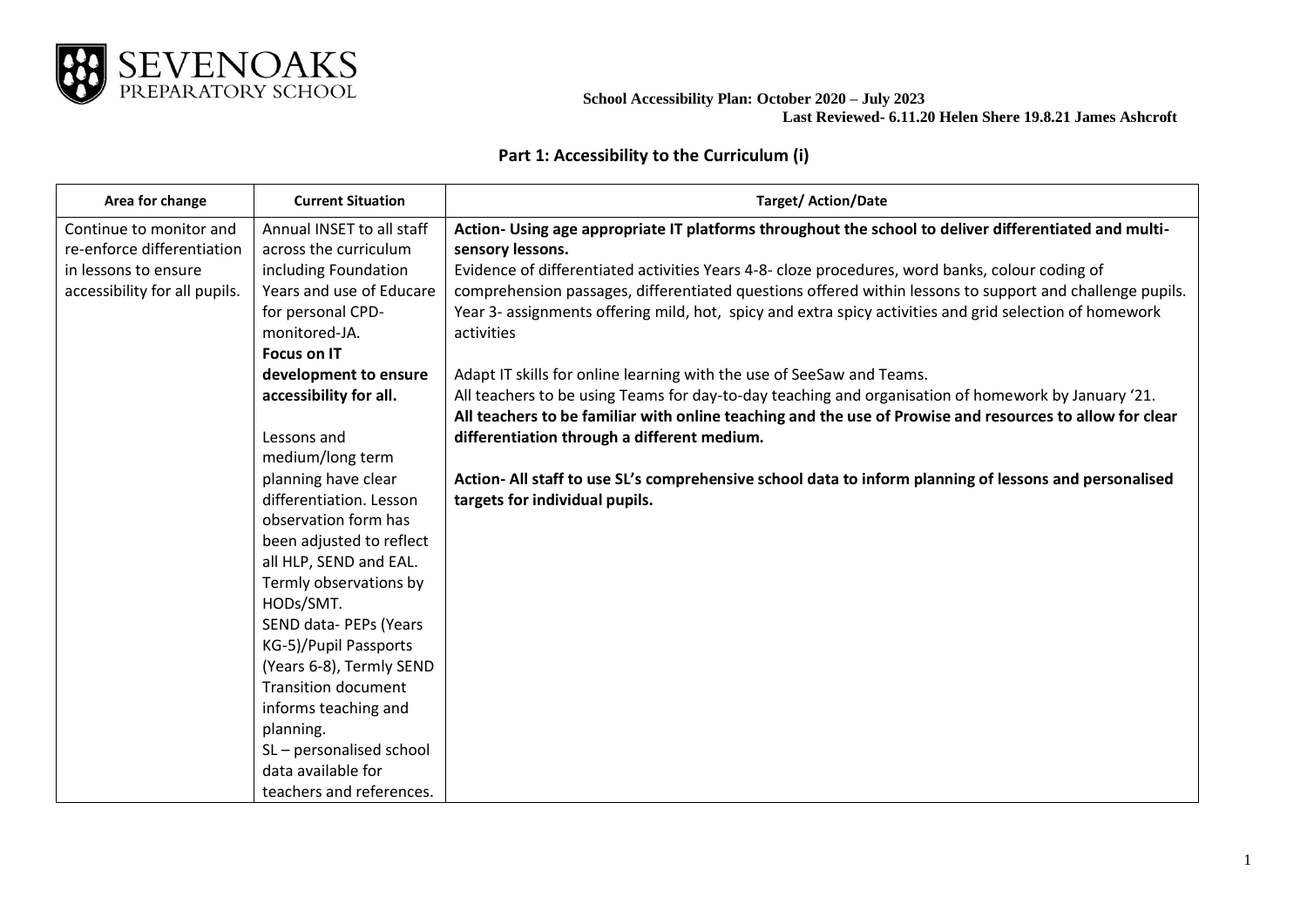SEVENOAKS PREPARATORY SCHOOL

**School Accessibility Plan: October 2020 – July 2023**
**Last Reviewed- 6.11.20 Helen Shere 19.8.21 James Ashcroft**

## Part 1: Accessibility to the Curriculum (i)

| Area for change | Current Situation | Target/ Action/Date |
|---|---|---|
| Continue to monitor and re-enforce differentiation in lessons to ensure accessibility for all pupils. | Annual INSET to all staff across the curriculum including Foundation Years and use of Educare for personal CPD- monitored-JA.<br>**Focus on IT development to ensure accessibility for all.**<br><br>Lessons and medium/long term planning have clear differentiation. Lesson observation form has been adjusted to reflect all HLP, SEND and EAL. Termly observations by HODs/SMT.<br>SEND data- PEPs (Years KG-5)/Pupil Passports (Years 6-8), Termly SEND Transition document informs teaching and planning.<br>SL – personalised school data available for teachers and references. | **Action- Using age appropriate IT platforms throughout the school to deliver differentiated and multi-sensory lessons.**<br>Evidence of differentiated activities Years 4-8- cloze procedures, word banks, colour coding of comprehension passages, differentiated questions offered within lessons to support and challenge pupils.<br>Year 3- assignments offering mild, hot, spicy and extra spicy activities and grid selection of homework activities<br><br>Adapt IT skills for online learning with the use of SeeSaw and Teams.<br>All teachers to be using Teams for day-to-day teaching and organisation of homework by January '21.<br>**All teachers to be familiar with online teaching and the use of Prowise and resources to allow for clear differentiation through a different medium.**<br><br>**Action- All staff to use SL's comprehensive school data to inform planning of lessons and personalised targets for individual pupils.** |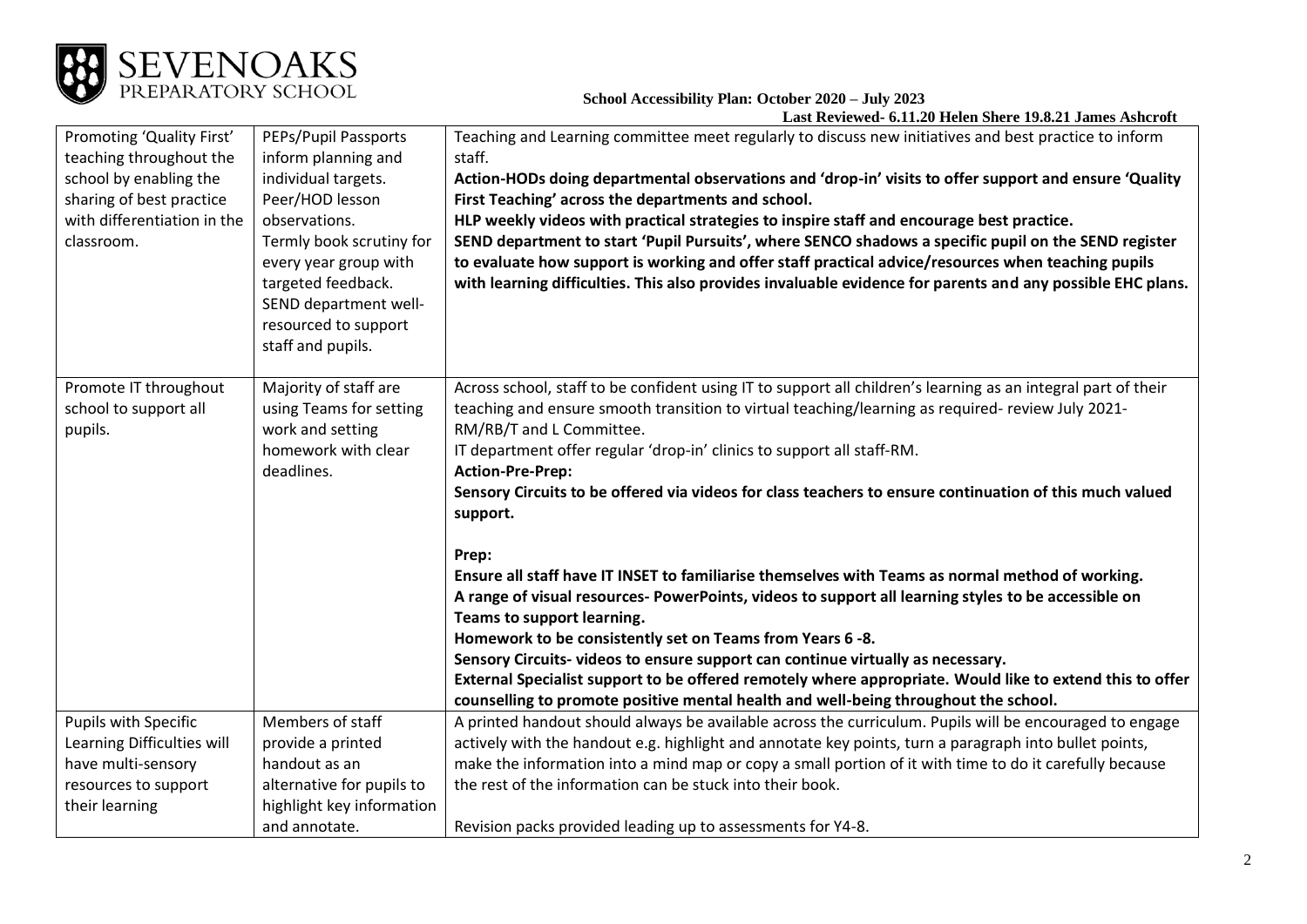| Promoting 'Quality First' teaching throughout the school by enabling the sharing of best practice with differentiation in the classroom. | PEPs/Pupil Passports inform planning and individual targets.<br>Peer/HOD lesson observations.<br>Termly book scrutiny for every year group with targeted feedback.<br>SEND department well-resourced to support staff and pupils. | Teaching and Learning committee meet regularly to discuss new initiatives and best practice to inform staff.<br>**Action-HODs doing departmental observations and 'drop-in' visits to offer support and ensure 'Quality First Teaching' across the departments and school.**<br>**HLP weekly videos with practical strategies to inspire staff and encourage best practice.**<br>**SEND department to start 'Pupil Pursuits', where SENCO shadows a specific pupil on the SEND register to evaluate how support is working and offer staff practical advice/resources when teaching pupils with learning difficulties. This also provides invaluable evidence for parents and any possible EHC plans.** |
|---|---|---|
| Promote IT throughout school to support all pupils. | Majority of staff are using Teams for setting work and setting homework with clear deadlines. | Across school, staff to be confident using IT to support all children's learning as an integral part of their teaching and ensure smooth transition to virtual teaching/learning as required- review July 2021- RM/RB/T and L Committee.<br>IT department offer regular 'drop-in' clinics to support all staff-RM.<br>**Action-Pre-Prep:**<br>**Sensory Circuits to be offered via videos for class teachers to ensure continuation of this much valued support.**<br><br>**Prep:**<br>**Ensure all staff have IT INSET to familiarise themselves with Teams as normal method of working.**<br>**A range of visual resources- PowerPoints, videos to support all learning styles to be accessible on Teams to support learning.**<br>**Homework to be consistently set on Teams from Years 6 -8.**<br>**Sensory Circuits- videos to ensure support can continue virtually as necessary.**<br>**External Specialist support to be offered remotely where appropriate. Would like to extend this to offer counselling to promote positive mental health and well-being throughout the school.** |
| Pupils with Specific Learning Difficulties will have multi-sensory resources to support their learning | Members of staff provide a printed handout as an alternative for pupils to highlight key information and annotate. | A printed handout should always be available across the curriculum. Pupils will be encouraged to engage actively with the handout e.g. highlight and annotate key points, turn a paragraph into bullet points, make the information into a mind map or copy a small portion of it with time to do it carefully because the rest of the information can be stuck into their book.<br><br>Revision packs provided leading up to assessments for Y4-8. |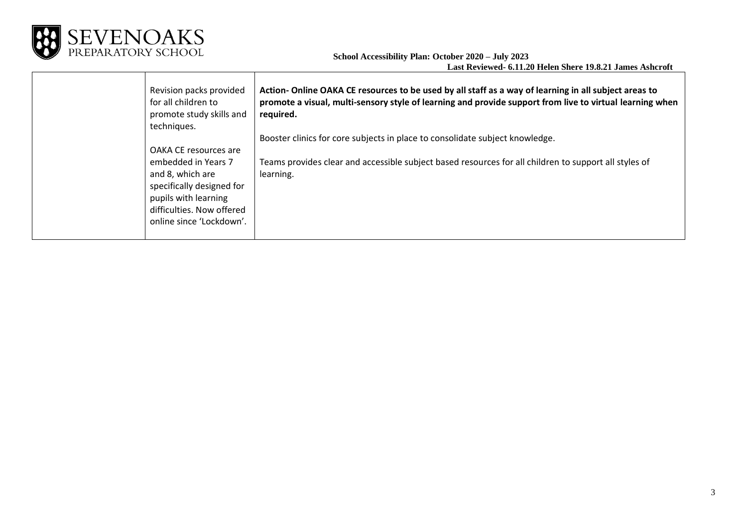| | | |
|---|---|---|
| | Revision packs provided for all children to promote study skills and techniques.<br><br>OAKA CE resources are embedded in Years 7 and 8, which are specifically designed for pupils with learning difficulties. Now offered online since 'Lockdown'. | **Action- Online OAKA CE resources to be used by all staff as a way of learning in all subject areas to promote a visual, multi-sensory style of learning and provide support from live to virtual learning when required.**<br><br>Booster clinics for core subjects in place to consolidate subject knowledge.<br><br>Teams provides clear and accessible subject based resources for all children to support all styles of learning. |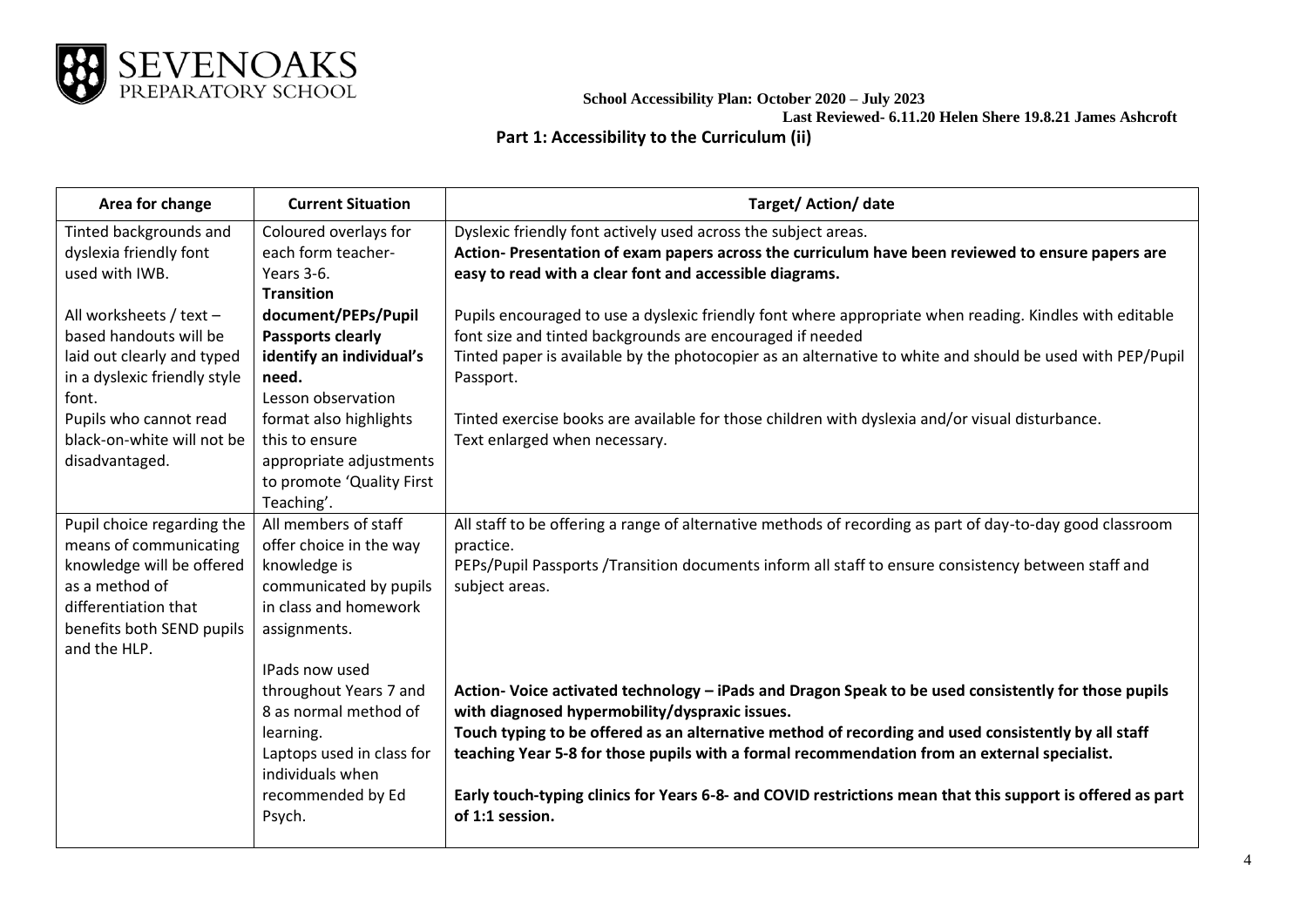SEVENOAKS PREPARATORY SCHOOL

**School Accessibility Plan: October 2020 – July 2023**

**Last Reviewed- 6.11.20 Helen Shere 19.8.21 James Ashcroft**

## Part 1: Accessibility to the Curriculum (ii)

| Area for change | Current Situation | Target/ Action/ date |
|---|---|---|
| Tinted backgrounds and dyslexia friendly font used with IWB.<br><br>All worksheets / text – based handouts will be laid out clearly and typed in a dyslexic friendly style font.<br>Pupils who cannot read black-on-white will not be disadvantaged. | Coloured overlays for each form teacher- Years 3-6.<br>**Transition document/PEPs/Pupil Passports clearly identify an individual's need.**<br>Lesson observation format also highlights this to ensure appropriate adjustments to promote 'Quality First Teaching'. | Dyslexic friendly font actively used across the subject areas.<br>**Action- Presentation of exam papers across the curriculum have been reviewed to ensure papers are easy to read with a clear font and accessible diagrams.**<br><br>Pupils encouraged to use a dyslexic friendly font where appropriate when reading. Kindles with editable font size and tinted backgrounds are encouraged if needed<br>Tinted paper is available by the photocopier as an alternative to white and should be used with PEP/Pupil Passport.<br><br>Tinted exercise books are available for those children with dyslexia and/or visual disturbance.<br>Text enlarged when necessary. |
| Pupil choice regarding the means of communicating knowledge will be offered as a method of differentiation that benefits both SEND pupils and the HLP. | All members of staff offer choice in the way knowledge is communicated by pupils in class and homework assignments.<br><br>IPads now used throughout Years 7 and 8 as normal method of learning.<br>Laptops used in class for individuals when recommended by Ed Psych. | All staff to be offering a range of alternative methods of recording as part of day-to-day good classroom practice.<br>PEPs/Pupil Passports /Transition documents inform all staff to ensure consistency between staff and subject areas.<br><br>**Action- Voice activated technology – iPads and Dragon Speak to be used consistently for those pupils with diagnosed hypermobility/dyspraxic issues.**<br>**Touch typing to be offered as an alternative method of recording and used consistently by all staff teaching Year 5-8 for those pupils with a formal recommendation from an external specialist.**<br><br>**Early touch-typing clinics for Years 6-8- and COVID restrictions mean that this support is offered as part of 1:1 session.** |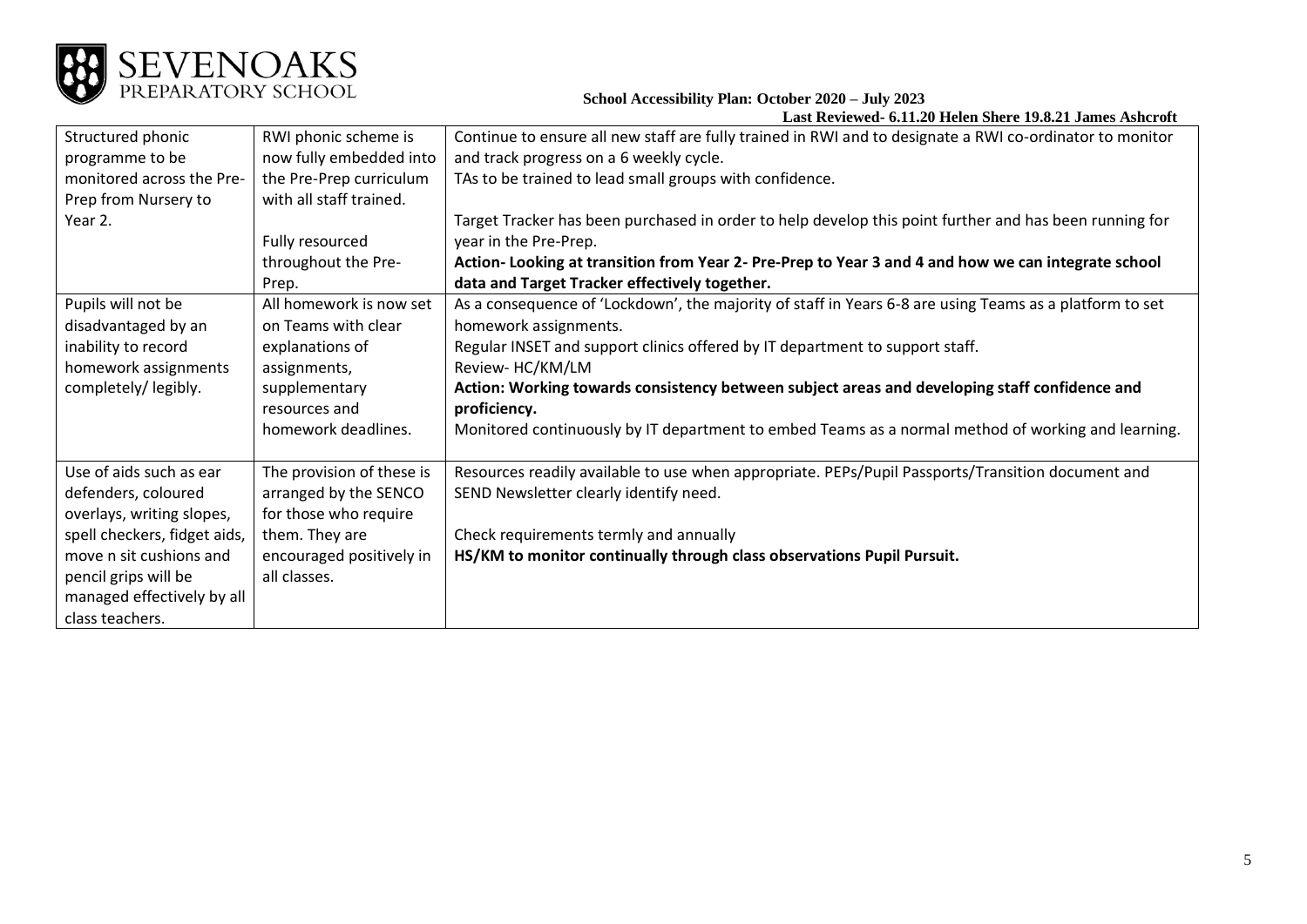| Structured phonic programme to be monitored across the Pre-Prep from Nursery to Year 2. | RWI phonic scheme is now fully embedded into the Pre-Prep curriculum with all staff trained.<br><br>Fully resourced throughout the Pre-Prep. | Continue to ensure all new staff are fully trained in RWI and to designate a RWI co-ordinator to monitor and track progress on a 6 weekly cycle.<br>TAs to be trained to lead small groups with confidence.<br><br>Target Tracker has been purchased in order to help develop this point further and has been running for year in the Pre-Prep.<br>**Action- Looking at transition from Year 2- Pre-Prep to Year 3 and 4 and how we can integrate school data and Target Tracker effectively together.** |
|---|---|---|
| Pupils will not be disadvantaged by an inability to record homework assignments completely/ legibly. | All homework is now set on Teams with clear explanations of assignments, supplementary resources and homework deadlines. | As a consequence of 'Lockdown', the majority of staff in Years 6-8 are using Teams as a platform to set homework assignments.<br>Regular INSET and support clinics offered by IT department to support staff.<br>Review- HC/KM/LM<br>**Action: Working towards consistency between subject areas and developing staff confidence and proficiency.**<br>Monitored continuously by IT department to embed Teams as a normal method of working and learning. |
| Use of aids such as ear defenders, coloured overlays, writing slopes, spell checkers, fidget aids, move n sit cushions and pencil grips will be managed effectively by all class teachers. | The provision of these is arranged by the SENCO for those who require them. They are encouraged positively in all classes. | Resources readily available to use when appropriate. PEPs/Pupil Passports/Transition document and SEND Newsletter clearly identify need.<br><br>Check requirements termly and annually<br>**HS/KM to monitor continually through class observations Pupil Pursuit.** |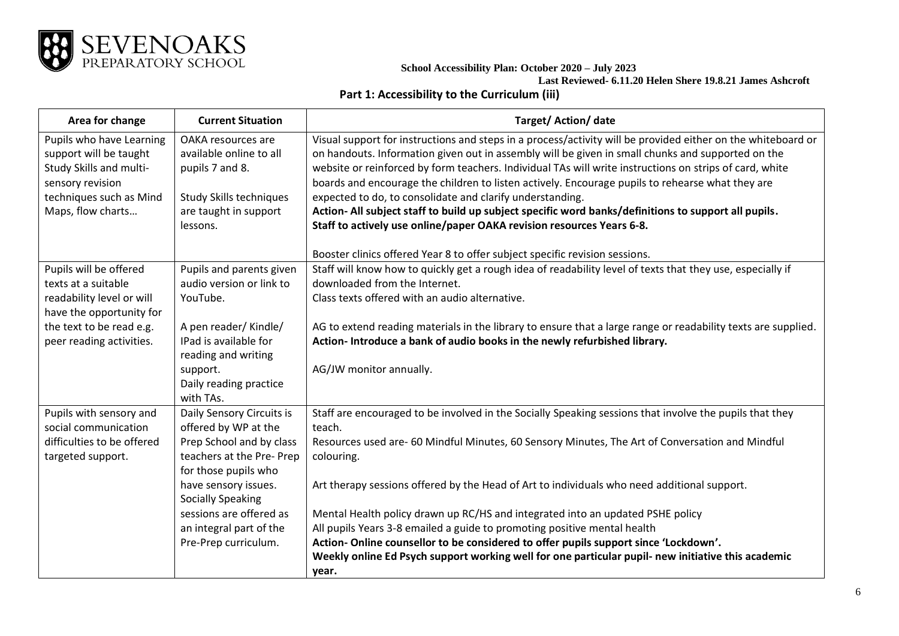**SEVENOAKS PREPARATORY SCHOOL**

**School Accessibility Plan: October 2020 – July 2023**

**Last Reviewed- 6.11.20 Helen Shere 19.8.21 James Ashcroft**

## Part 1: Accessibility to the Curriculum (iii)

| Area for change | Current Situation | Target/ Action/ date |
| --- | --- | --- |
| Pupils who have Learning support will be taught Study Skills and multi-sensory revision techniques such as Mind Maps, flow charts… | OAKA resources are available online to all pupils 7 and 8.<br><br>Study Skills techniques are taught in support lessons. | Visual support for instructions and steps in a process/activity will be provided either on the whiteboard or on handouts. Information given out in assembly will be given in small chunks and supported on the website or reinforced by form teachers. Individual TAs will write instructions on strips of card, white boards and encourage the children to listen actively. Encourage pupils to rehearse what they are expected to do, to consolidate and clarify understanding.<br>**Action- All subject staff to build up subject specific word banks/definitions to support all pupils.**<br>**Staff to actively use online/paper OAKA revision resources Years 6-8.**<br><br>Booster clinics offered Year 8 to offer subject specific revision sessions. |
| Pupils will be offered texts at a suitable readability level or will have the opportunity for the text to be read e.g. peer reading activities. | Pupils and parents given audio version or link to YouTube.<br><br>A pen reader/ Kindle/ IPad is available for reading and writing support.<br>Daily reading practice with TAs. | Staff will know how to quickly get a rough idea of readability level of texts that they use, especially if downloaded from the Internet.<br>Class texts offered with an audio alternative.<br><br>AG to extend reading materials in the library to ensure that a large range or readability texts are supplied.<br>**Action- Introduce a bank of audio books in the newly refurbished library.**<br><br>AG/JW monitor annually. |
| Pupils with sensory and social communication difficulties to be offered targeted support. | Daily Sensory Circuits is offered by WP at the Prep School and by class teachers at the Pre- Prep for those pupils who have sensory issues.<br>Socially Speaking sessions are offered as an integral part of the Pre-Prep curriculum. | Staff are encouraged to be involved in the Socially Speaking sessions that involve the pupils that they teach.<br>Resources used are- 60 Mindful Minutes, 60 Sensory Minutes, The Art of Conversation and Mindful colouring.<br><br>Art therapy sessions offered by the Head of Art to individuals who need additional support.<br><br>Mental Health policy drawn up RC/HS and integrated into an updated PSHE policy<br>All pupils Years 3-8 emailed a guide to promoting positive mental health<br>**Action- Online counsellor to be considered to offer pupils support since 'Lockdown'.**<br>**Weekly online Ed Psych support working well for one particular pupil- new initiative this academic year.** |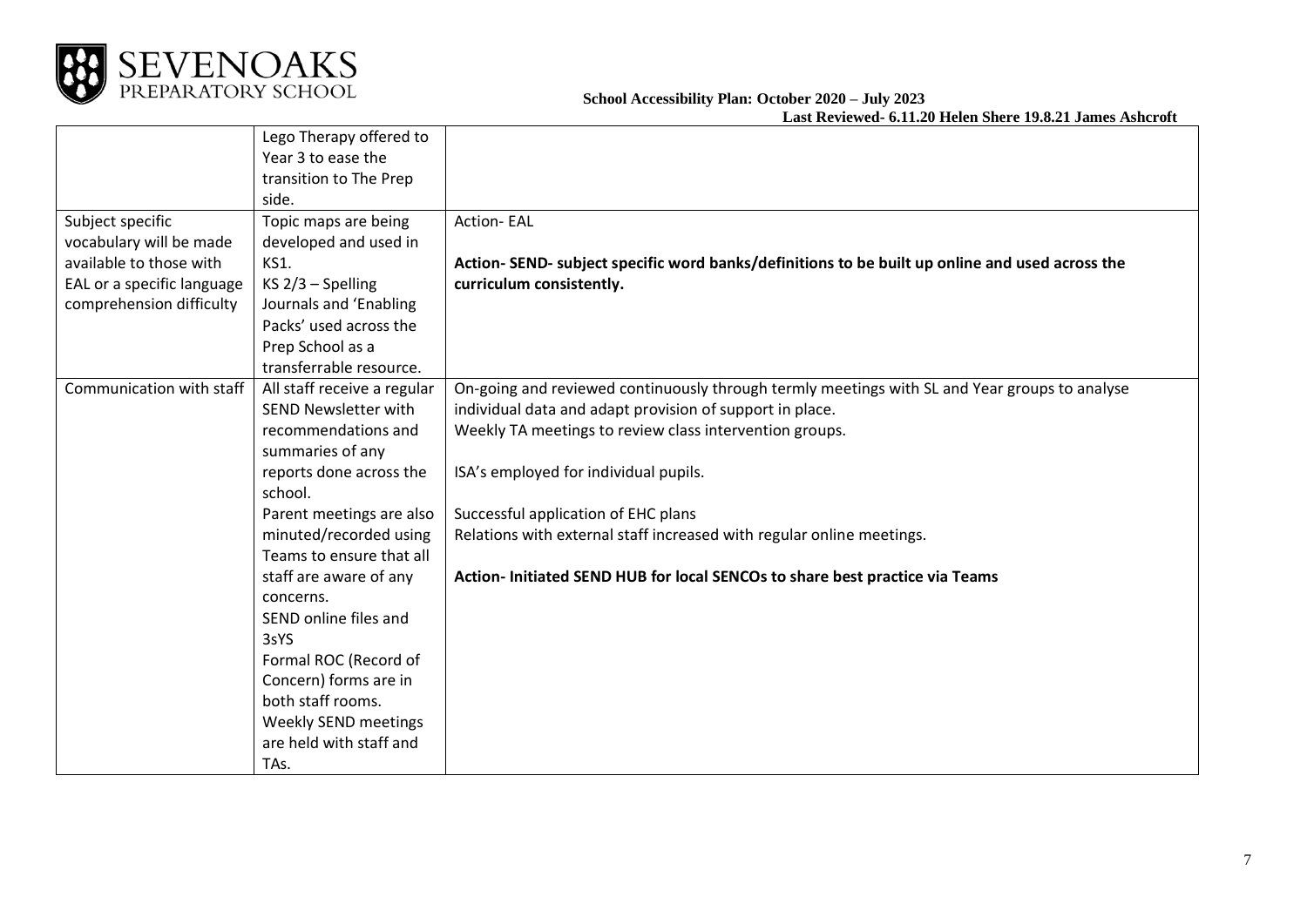| | | |
|---|---|---|
| | Lego Therapy offered to Year 3 to ease the transition to The Prep side. | |
| Subject specific vocabulary will be made available to those with EAL or a specific language comprehension difficulty | Topic maps are being developed and used in KS1.<br>KS 2/3 – Spelling Journals and 'Enabling Packs' used across the Prep School as a transferrable resource. | Action- EAL<br><br>**Action- SEND- subject specific word banks/definitions to be built up online and used across the curriculum consistently.** |
| Communication with staff | All staff receive a regular SEND Newsletter with recommendations and summaries of any reports done across the school.<br>Parent meetings are also minuted/recorded using Teams to ensure that all staff are aware of any concerns.<br>SEND online files and 3sYS<br>Formal ROC (Record of Concern) forms are in both staff rooms.<br>Weekly SEND meetings are held with staff and TAs. | On-going and reviewed continuously through termly meetings with SL and Year groups to analyse individual data and adapt provision of support in place.<br>Weekly TA meetings to review class intervention groups.<br><br>ISA's employed for individual pupils.<br><br>Successful application of EHC plans<br>Relations with external staff increased with regular online meetings.<br><br>**Action- Initiated SEND HUB for local SENCOs to share best practice via Teams** |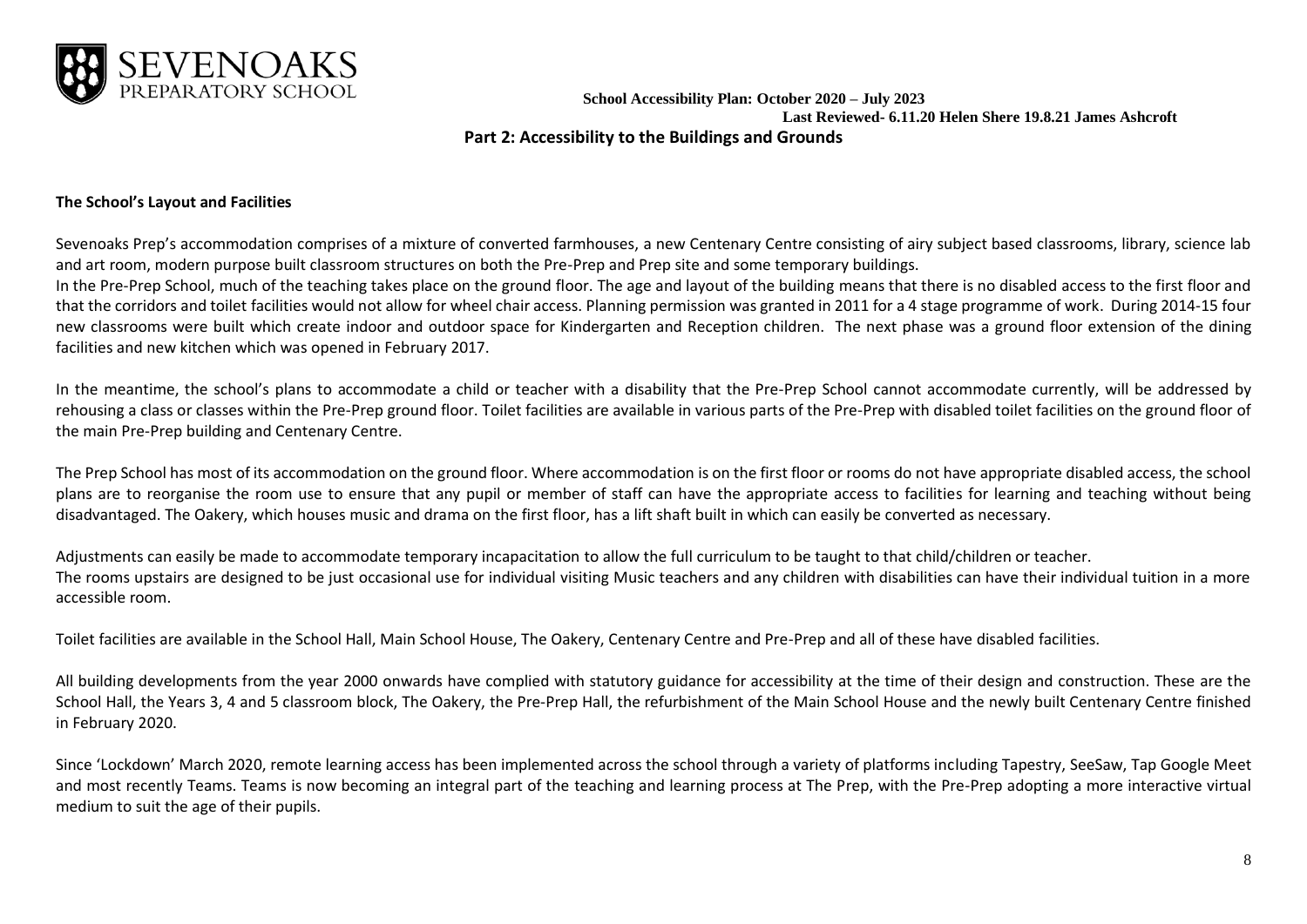**School Accessibility Plan: October 2020 – July 2023**

**Last Reviewed- 6.11.20 Helen Shere 19.8.21 James Ashcroft**

## Part 2: Accessibility to the Buildings and Grounds

### The School's Layout and Facilities

Sevenoaks Prep's accommodation comprises of a mixture of converted farmhouses, a new Centenary Centre consisting of airy subject based classrooms, library, science lab and art room, modern purpose built classroom structures on both the Pre-Prep and Prep site and some temporary buildings.

In the Pre-Prep School, much of the teaching takes place on the ground floor. The age and layout of the building means that there is no disabled access to the first floor and that the corridors and toilet facilities would not allow for wheel chair access. Planning permission was granted in 2011 for a 4 stage programme of work. During 2014-15 four new classrooms were built which create indoor and outdoor space for Kindergarten and Reception children. The next phase was a ground floor extension of the dining facilities and new kitchen which was opened in February 2017.

In the meantime, the school's plans to accommodate a child or teacher with a disability that the Pre-Prep School cannot accommodate currently, will be addressed by rehousing a class or classes within the Pre-Prep ground floor. Toilet facilities are available in various parts of the Pre-Prep with disabled toilet facilities on the ground floor of the main Pre-Prep building and Centenary Centre.

The Prep School has most of its accommodation on the ground floor. Where accommodation is on the first floor or rooms do not have appropriate disabled access, the school plans are to reorganise the room use to ensure that any pupil or member of staff can have the appropriate access to facilities for learning and teaching without being disadvantaged. The Oakery, which houses music and drama on the first floor, has a lift shaft built in which can easily be converted as necessary.

Adjustments can easily be made to accommodate temporary incapacitation to allow the full curriculum to be taught to that child/children or teacher.

The rooms upstairs are designed to be just occasional use for individual visiting Music teachers and any children with disabilities can have their individual tuition in a more accessible room.

Toilet facilities are available in the School Hall, Main School House, The Oakery, Centenary Centre and Pre-Prep and all of these have disabled facilities.

All building developments from the year 2000 onwards have complied with statutory guidance for accessibility at the time of their design and construction. These are the School Hall, the Years 3, 4 and 5 classroom block, The Oakery, the Pre-Prep Hall, the refurbishment of the Main School House and the newly built Centenary Centre finished in February 2020.

Since 'Lockdown' March 2020, remote learning access has been implemented across the school through a variety of platforms including Tapestry, SeeSaw, Tap Google Meet and most recently Teams. Teams is now becoming an integral part of the teaching and learning process at The Prep, with the Pre-Prep adopting a more interactive virtual medium to suit the age of their pupils.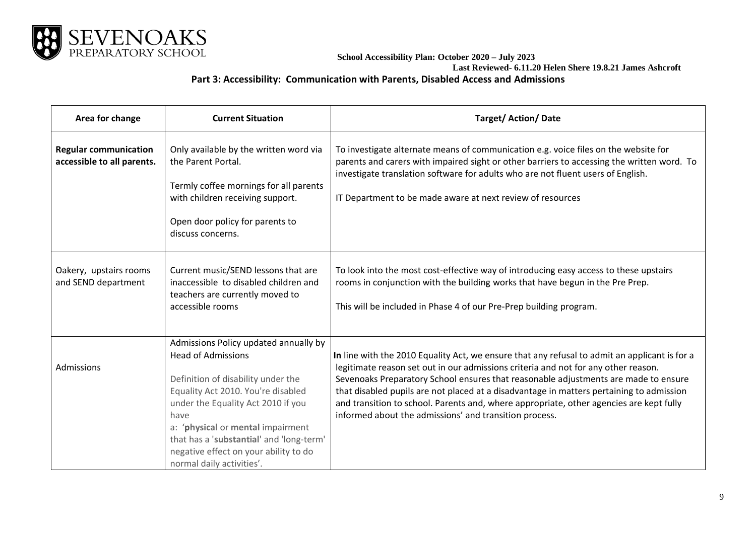School Accessibility Plan: October 2020 – July 2023

Last Reviewed- 6.11.20 Helen Shere 19.8.21 James Ashcroft

## Part 3: Accessibility: Communication with Parents, Disabled Access and Admissions

| Area for change | Current Situation | Target/ Action/ Date |
|---|---|---|
| **Regular communication accessible to all parents.** | Only available by the written word via the Parent Portal.<br><br>Termly coffee mornings for all parents with children receiving support.<br><br>Open door policy for parents to discuss concerns. | To investigate alternate means of communication e.g. voice files on the website for parents and carers with impaired sight or other barriers to accessing the written word. To investigate translation software for adults who are not fluent users of English.<br><br>IT Department to be made aware at next review of resources |
| Oakery, upstairs rooms and SEND department | Current music/SEND lessons that are inaccessible to disabled children and teachers are currently moved to accessible rooms | To look into the most cost-effective way of introducing easy access to these upstairs rooms in conjunction with the building works that have begun in the Pre Prep.<br><br>This will be included in Phase 4 of our Pre-Prep building program. |
| Admissions | Admissions Policy updated annually by Head of Admissions<br><br>Definition of disability under the Equality Act 2010. You're disabled under the Equality Act 2010 if you have<br>a: '**physical** or **mental** impairment that has a '**substantial**' and 'long-term' negative effect on your ability to do normal daily activities'. | **In** line with the 2010 Equality Act, we ensure that any refusal to admit an applicant is for a legitimate reason set out in our admissions criteria and not for any other reason. Sevenoaks Preparatory School ensures that reasonable adjustments are made to ensure that disabled pupils are not placed at a disadvantage in matters pertaining to admission and transition to school. Parents and, where appropriate, other agencies are kept fully informed about the admissions' and transition process. |